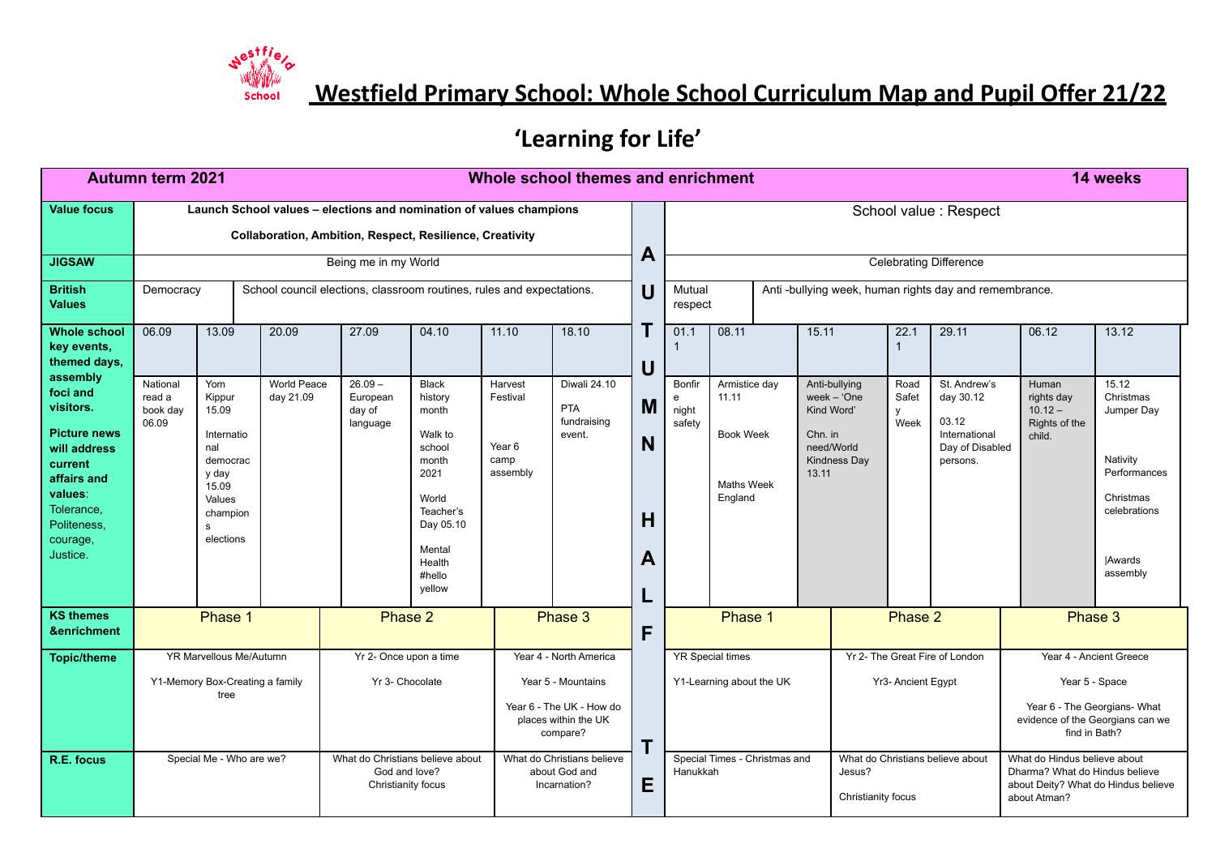# Westfield Primary School: Whole School Curriculum Map and Pupil Offer 21/22

## 'Learning for Life'

| Autumn term 2021 | | | Whole school themes and enrichment | | | | | | | | | | 14 weeks |
|---|---|---|---|---|---|---|---|---|---|---|---|---|---|
| **Value focus** | Launch School values – elections and nomination of values champions<br><br>Collaboration, Ambition, Respect, Resilience, Creativity | | | | | | AUTUMN HALF TERM | School value : Respect | | | | | |
| **JIGSAW** | Being me in my World | | | | | | | Celebrating Difference | | | | | |
| **British Values** | Democracy | School council elections, classroom routines, rules and expectations. | | | | | | Mutual respect | Anti -bullying week, human rights day and remembrance. | | | | |
| **Whole school key events, themed days, assembly foci and visitors.**<br><br>**Picture news will address current affairs and values**: Tolerance, Politeness, courage, Justice. | 06.09 | 13.09 | 20.09 | 27.09 | 04.10 | 11.10 | 18.10 | 01.11 | 08.11 | 15.11 | 22.11 | 29.11 | 06.12 | 13.12 |
| | National read a book day 06.09 | Yom Kippur 15.09<br><br>International democracy day 15.09<br>Values champions elections | World Peace day 21.09 | 26.09 – European day of language | Black history month<br><br>Walk to school month 2021<br><br>World Teacher's Day 05.10<br><br>Mental Health #hello yellow | Harvest Festival<br><br>Year 6 camp assembly | Diwali 24.10<br><br>PTA fundraising event. | Bonfire night safety | Armistice day 11.11<br><br>Book Week<br><br>Maths Week England | Anti-bullying week – 'One Kind Word'<br><br>Chn. in need/World Kindness Day 13.11 | Road Safety Week | St. Andrew's day 30.12<br><br>03.12 International Day of Disabled persons. | Human rights day 10.12 – Rights of the child. | 15.12 Christmas Jumper Day<br><br>Nativity Performances<br><br>Christmas celebrations<br><br>\|Awards assembly |
| **KS themes &enrichment** | Phase 1 | | Phase 2 | | Phase 3 | | | Phase 1 | | Phase 2 | | Phase 3 | |
| **Topic/theme** | YR Marvellous Me/Autumn<br><br>Y1-Memory Box-Creating a family tree | | Yr 2- Once upon a time<br><br>Yr 3- Chocolate | | Year 4 - North America<br><br>Year 5 - Mountains<br><br>Year 6 - The UK - How do places within the UK compare? | | | YR Special times<br><br>Y1-Learning about the UK | | Yr 2- The Great Fire of London<br><br>Yr3- Ancient Egypt | | Year 4 - Ancient Greece<br><br>Year 5 - Space<br><br>Year 6 - The Georgians- What evidence of the Georgians can we find in Bath? | |
| **R.E. focus** | Special Me - Who are we? | | What do Christians believe about God and love?<br>Christianity focus | | What do Christians believe about God and Incarnation? | | | Special Times - Christmas and Hanukkah | | What do Christians believe about Jesus?<br><br>Christianity focus | | What do Hindus believe about Dharma? What do Hindus believe about Deity? What do Hindus believe about Atman? | |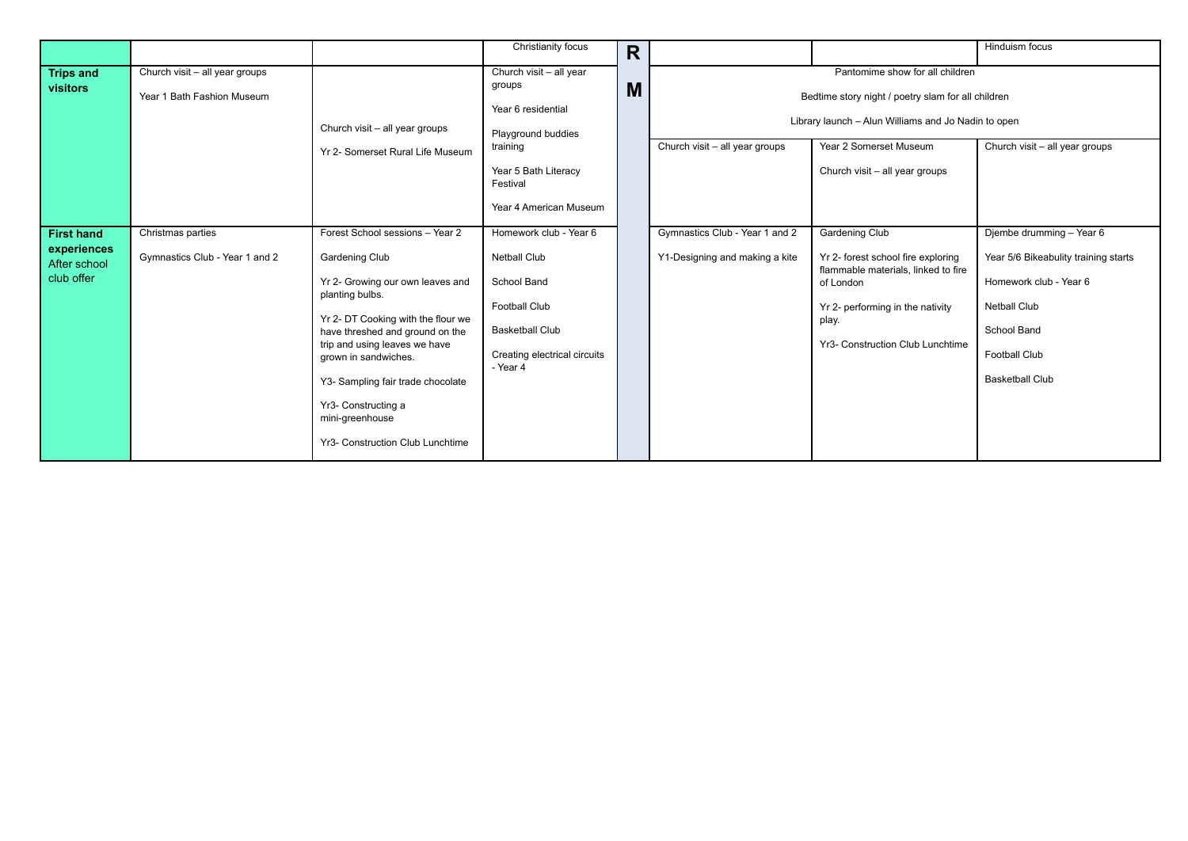| | | | Christianity focus | R | | | Hinduism focus |
|---|---|---|---|---|---|---|---|
| **Trips and visitors** | Church visit – all year groups<br><br>Year 1 Bath Fashion Museum | Church visit – all year groups<br><br>Yr 2- Somerset Rural Life Museum | Church visit – all year groups<br><br>Year 6 residential<br><br>Playground buddies training<br><br>Year 5 Bath Literacy Festival<br><br>Year 4 American Museum | M | Pantomime show for all children<br><br>Bedtime story night / poetry slam for all children<br><br>Library launch – Alun Williams and Jo Nadin to open<br><br>Church visit – all year groups | Year 2 Somerset Museum<br><br>Church visit – all year groups | Church visit – all year groups |
| **First hand experiences** After school club offer | Christmas parties<br><br>Gymnastics Club - Year 1 and 2 | Forest School sessions – Year 2<br><br>Gardening Club<br><br>Yr 2- Growing our own leaves and planting bulbs.<br><br>Yr 2- DT Cooking with the flour we have threshed and ground on the trip and using leaves we have grown in sandwiches.<br><br>Y3- Sampling fair trade chocolate<br><br>Yr3- Constructing a mini-greenhouse<br><br>Yr3- Construction Club Lunchtime | Homework club - Year 6<br><br>Netball Club<br><br>School Band<br><br>Football Club<br><br>Basketball Club<br><br>Creating electrical circuits - Year 4 | | Gymnastics Club - Year 1 and 2<br><br>Y1-Designing and making a kite | Gardening Club<br><br>Yr 2- forest school fire exploring flammable materials, linked to fire of London<br><br>Yr 2- performing in the nativity play.<br><br>Yr3- Construction Club Lunchtime | Djembe drumming – Year 6<br><br>Year 5/6 Bikeability training starts<br><br>Homework club - Year 6<br><br>Netball Club<br><br>School Band<br><br>Football Club<br><br>Basketball Club |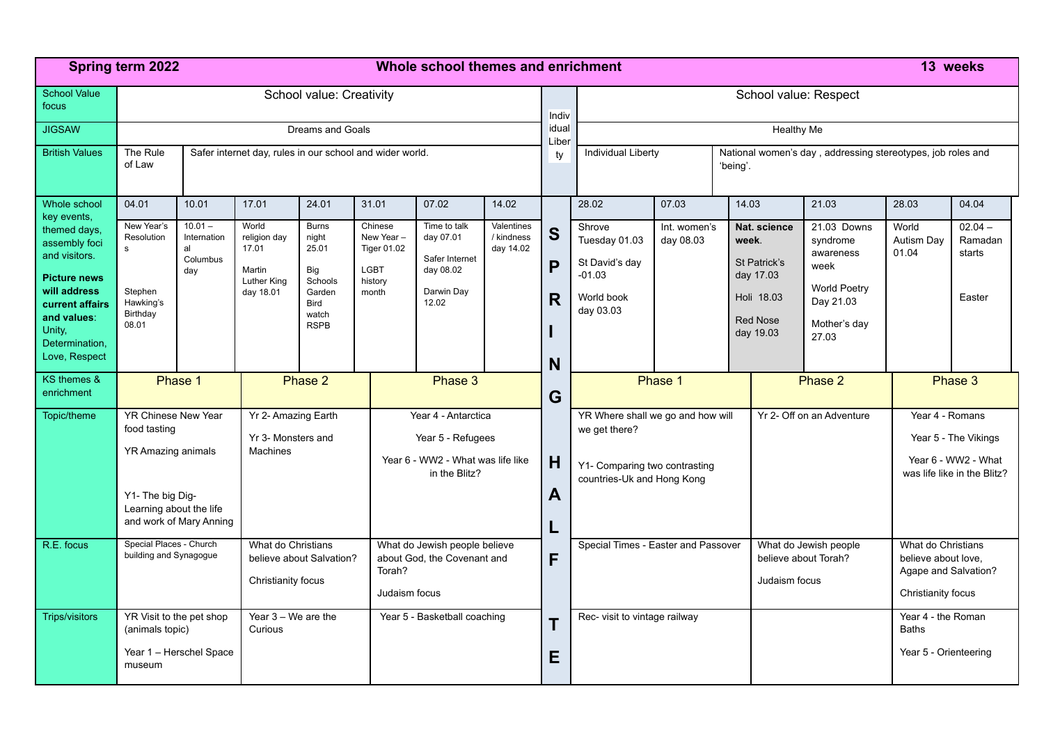| Spring term 2022 | Whole school themes and enrichment | | | | | | | | | | | | | | 13 weeks |
|---|---|---|---|---|---|---|---|---|---|---|---|---|---|---|---|
| School Value focus | School value: Creativity | | | | | | | Individual Liberty | School value: Respect | | | | | | |
| JIGSAW | Dreams and Goals | | | | | | | | Healthy Me | | | | | | |
| British Values | The Rule of Law | Safer internet day, rules in our school and wider world. | | | | | | | Individual Liberty | | National women's day , addressing stereotypes, job roles and 'being'. | | | | |
| Whole school key events, themed days, assembly foci and visitors. **Picture news will address current affairs and values**: Unity, Determination, Love, Respect | 04.01 | 10.01 | 17.01 | 24.01 | 31.01 | 07.02 | 14.02 | SPRING HALF TERM | 28.02 | 07.03 | 14.03 | 21.03 | 28.03 | 04.04 | |
| | New Year's Resolutions<br><br>Stephen Hawking's Birthday 08.01 | 10.01 – International Columbus day | World religion day 17.01<br><br>Martin Luther King day 18.01 | Burns night 25.01<br><br>Big Schools Garden Bird watch RSPB | Chinese New Year – Tiger 01.02<br><br>LGBT history month | Time to talk day 07.01<br><br>Safer Internet day 08.02<br><br>Darwin Day 12.02 | Valentines / kindness day 14.02 | | Shrove Tuesday 01.03<br><br>St David's day -01.03<br><br>World book day 03.03 | Int. women's day 08.03 | **Nat. science week**.<br><br>St Patrick's day 17.03<br><br>Holi 18.03<br><br>Red Nose day 19.03 | 21.03 Downs syndrome awareness week<br><br>World Poetry Day 21.03<br><br>Mother's day 27.03 | World Autism Day 01.04 | 02.04 – Ramadan starts<br><br>Easter | |
| KS themes & enrichment | Phase 1 | | Phase 2 | | Phase 3 | | | | Phase 1 | | Phase 2 | | Phase 3 | | |
| Topic/theme | YR Chinese New Year food tasting<br><br>YR Amazing animals<br><br>Y1- The big Dig- Learning about the life and work of Mary Anning | | Yr 2- Amazing Earth<br><br>Yr 3- Monsters and Machines | | Year 4 - Antarctica<br><br>Year 5 - Refugees<br><br>Year 6 - WW2 - What was life like in the Blitz? | | | | YR Where shall we go and how will we get there?<br><br>Y1- Comparing two contrasting countries-Uk and Hong Kong | | Yr 2- Off on an Adventure | | Year 4 - Romans<br><br>Year 5 - The Vikings<br><br>Year 6 - WW2 - What was life like in the Blitz? | | |
| R.E. focus | Special Places - Church building and Synagogue | | What do Christians believe about Salvation?<br><br>Christianity focus | | What do Jewish people believe about God, the Covenant and Torah?<br><br>Judaism focus | | | | Special Times - Easter and Passover | | What do Jewish people believe about Torah?<br><br>Judaism focus | | What do Christians believe about love, Agape and Salvation?<br><br>Christianity focus | | |
| Trips/visitors | YR Visit to the pet shop (animals topic)<br><br>Year 1 – Herschel Space museum | | Year 3 – We are the Curious | | Year 5 - Basketball coaching | | | | Rec- visit to vintage railway | | | | Year 4 - the Roman Baths<br><br>Year 5 - Orienteering | | |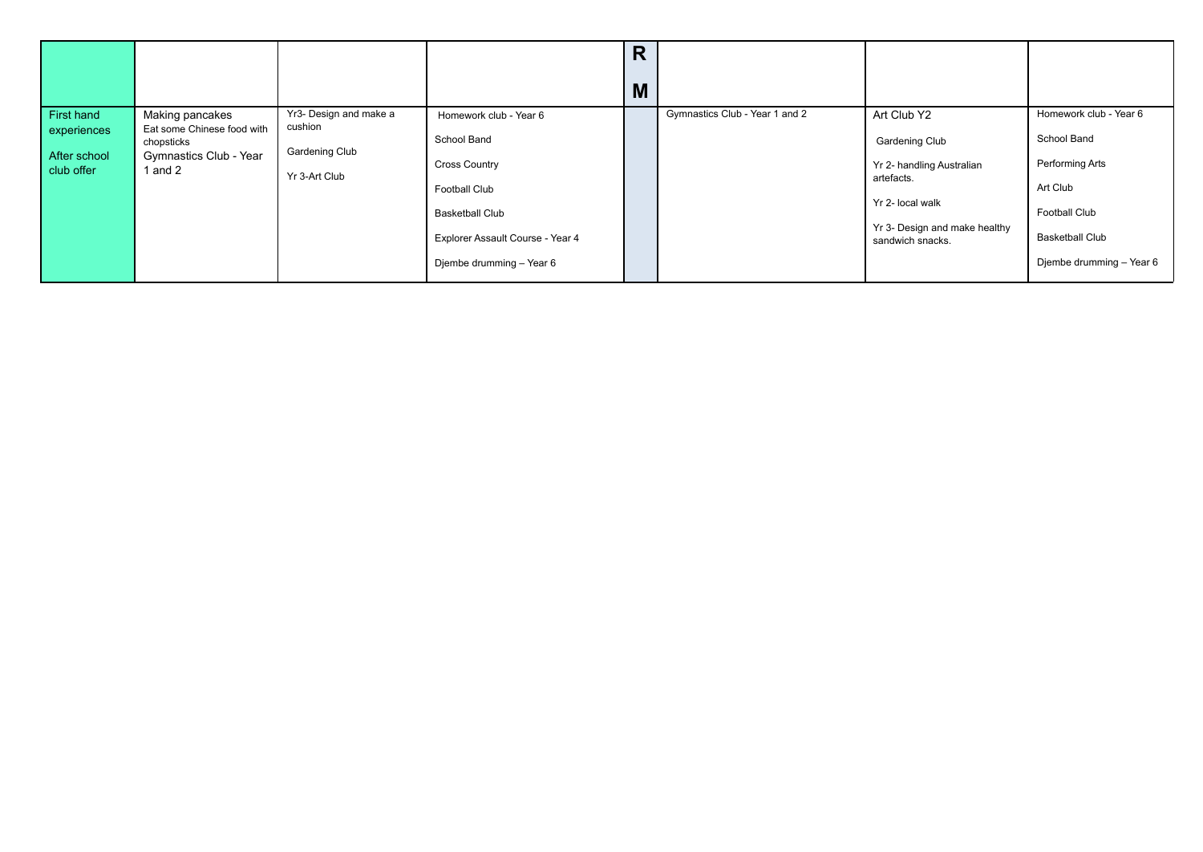| | | | | RM | | | |
|---|---|---|---|---|---|---|---|
| First hand experiences<br><br>After school club offer | Making pancakes<br>Eat some Chinese food with chopsticks<br>Gymnastics Club - Year 1 and 2 | Yr3- Design and make a cushion<br><br>Gardening Club<br><br>Yr 3-Art Club | Homework club - Year 6<br><br>School Band<br><br>Cross Country<br><br>Football Club<br><br>Basketball Club<br><br>Explorer Assault Course - Year 4<br><br>Djembe drumming – Year 6 | | Gymnastics Club - Year 1 and 2 | Art Club Y2<br><br>Gardening Club<br><br>Yr 2- handling Australian artefacts.<br><br>Yr 2- local walk<br><br>Yr 3- Design and make healthy sandwich snacks. | Homework club - Year 6<br><br>School Band<br><br>Performing Arts<br><br>Art Club<br><br>Football Club<br><br>Basketball Club<br><br>Djembe drumming – Year 6 |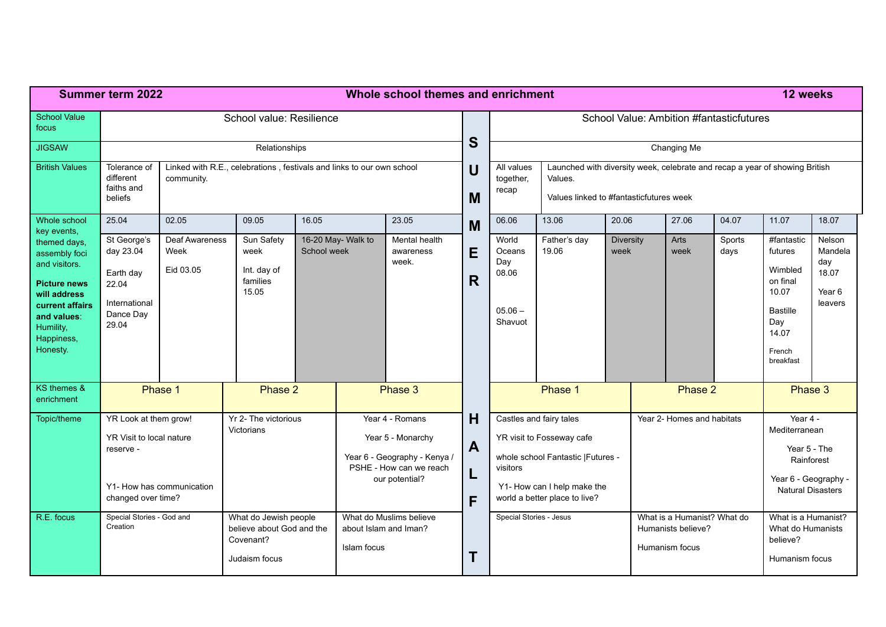| Summer term 2022 | Whole school themes and enrichment | | | | | | | | | | | | 12 weeks |
|---|---|---|---|---|---|---|---|---|---|---|---|---|---|
| School Value focus | School value: Resilience | | | | | S U M M E R | School Value: Ambition #fantasticfutures | | | | | | |
| JIGSAW | Relationships | | | | | | Changing Me | | | | | | |
| British Values | Tolerance of different faiths and beliefs | Linked with R.E., celebrations , festivals and links to our own school community. | | | | | All values together, recap | Launched with diversity week, celebrate and recap a year of showing British Values. Values linked to #fantasticfutures week | | | | | |
| Whole school key events, themed days, assembly foci and visitors. **Picture news will address current affairs and values**: Humility, Happiness, Honesty. | 25.04 | 02.05 | 09.05 | 16.05 | 23.05 | | 06.06 | 13.06 | 20.06 | 27.06 | 04.07 | 11.07 | 18.07 |
| | St George's day 23.04<br>Earth day 22.04<br>International Dance Day 29.04 | Deaf Awareness Week<br>Eid 03.05 | Sun Safety week<br>Int. day of families 15.05 | 16-20 May- Walk to School week | Mental health awareness week. | | World Oceans Day 08.06<br>05.06 – Shavuot | Father's day 19.06 | Diversity week | Arts week | Sports days | #fantastic futures<br>Wimbledon final 10.07<br>Bastille Day 14.07<br>French breakfast | Nelson Mandela day 18.07<br>Year 6 leavers |
| KS themes & enrichment | Phase 1 | | Phase 2 | | Phase 3 | H A L F T | Phase 1 | | Phase 2 | | | Phase 3 | |
| Topic/theme | YR Look at them grow!<br>YR Visit to local nature reserve -<br>Y1- How has communication changed over time? | | Yr 2- The victorious Victorians | | Year 4 - Romans<br>Year 5 - Monarchy<br>Year 6 - Geography - Kenya / PSHE - How can we reach our potential? | | Castles and fairy tales<br>YR visit to Fosseway cafe<br>whole school Fantastic \|Futures - visitors<br>Y1- How can I help make the world a better place to live? | | Year 2- Homes and habitats | | | Year 4 - Mediterranean<br>Year 5 - The Rainforest<br>Year 6 - Geography - Natural Disasters | |
| R.E. focus | Special Stories - God and Creation | | What do Jewish people believe about God and the Covenant?<br>Judaism focus | | What do Muslims believe about Islam and Iman?<br>Islam focus | | Special Stories - Jesus | | What is a Humanist? What do Humanists believe?<br>Humanism focus | | | What is a Humanist? What do Humanists believe?<br>Humanism focus | |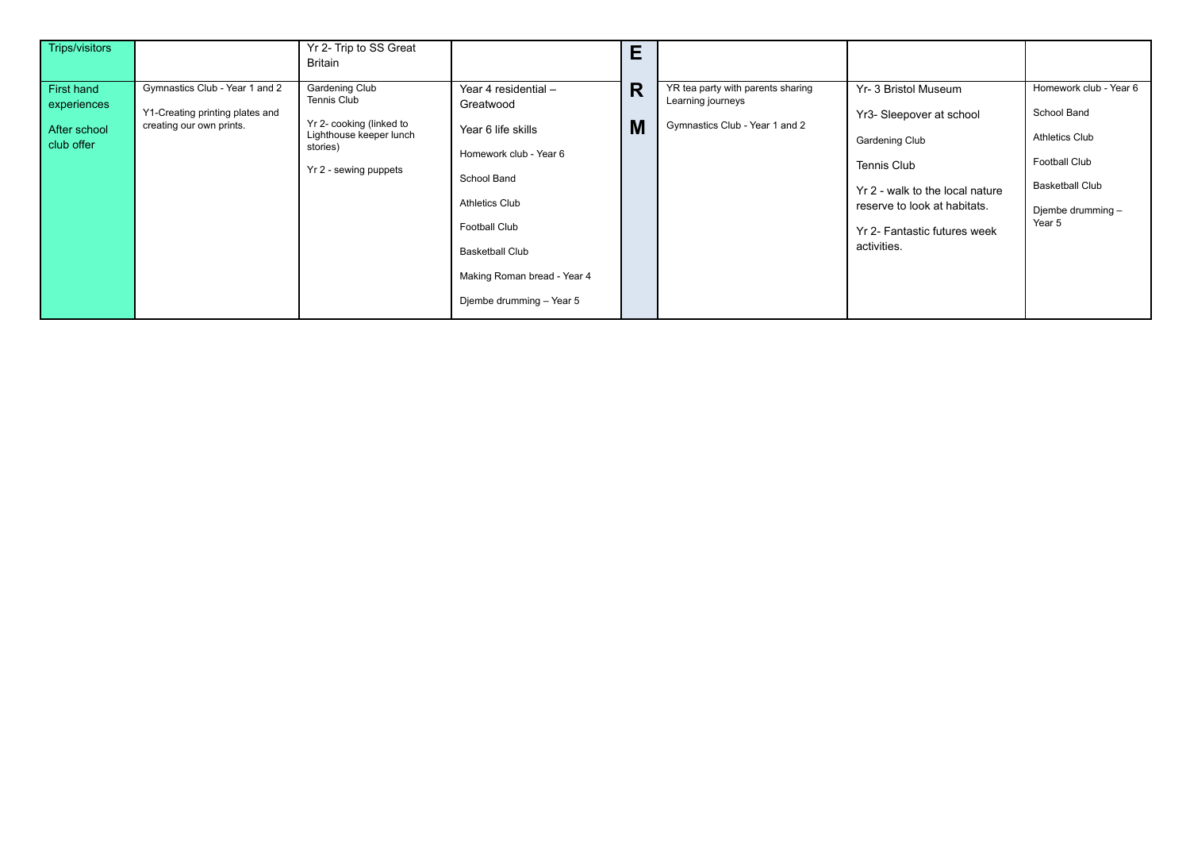| | | | | | | | |
|---|---|---|---|---|---|---|---|
| Trips/visitors | | Yr 2- Trip to SS Great Britain | | E | | | |
| First hand experiences<br><br>After school club offer | Gymnastics Club - Year 1 and 2<br><br>Y1-Creating printing plates and creating our own prints. | Gardening Club<br>Tennis Club<br><br>Yr 2- cooking (linked to Lighthouse keeper lunch stories)<br><br>Yr 2 - sewing puppets | Year 4 residential – Greatwood<br><br>Year 6 life skills<br><br>Homework club - Year 6<br><br>School Band<br><br>Athletics Club<br><br>Football Club<br><br>Basketball Club<br><br>Making Roman bread - Year 4<br><br>Djembe drumming – Year 5 | R<br><br>M | YR tea party with parents sharing Learning journeys<br><br>Gymnastics Club - Year 1 and 2 | Yr- 3 Bristol Museum<br><br>Yr3- Sleepover at school<br><br>Gardening Club<br><br>Tennis Club<br><br>Yr 2 - walk to the local nature reserve to look at habitats.<br><br>Yr 2- Fantastic futures week activities. | Homework club - Year 6<br><br>School Band<br><br>Athletics Club<br><br>Football Club<br><br>Basketball Club<br><br>Djembe drumming – Year 5 |